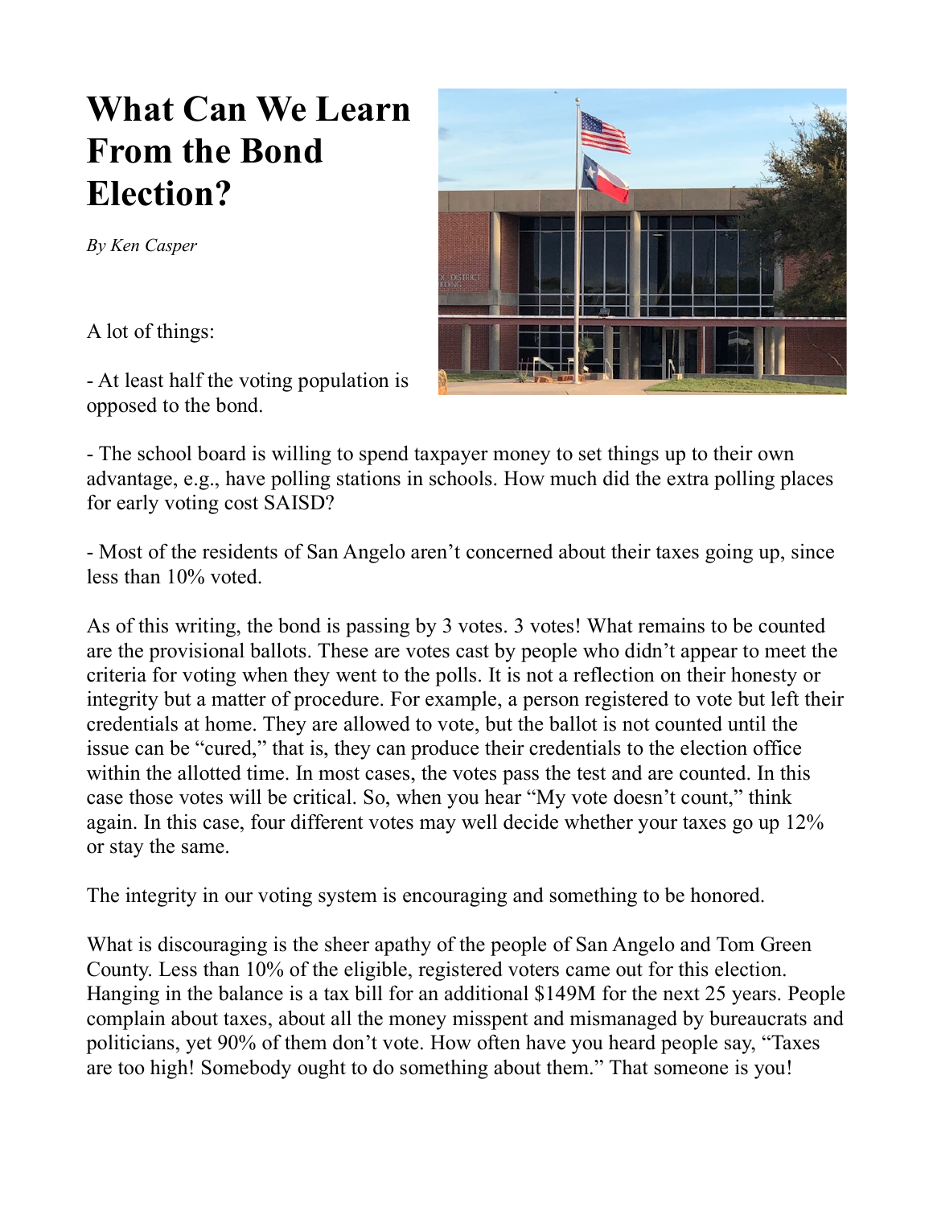# What Can We Learn From the Bond Election?

*By Ken Casper*

A lot of things:

- At least half the voting population is opposed to the bond.

- The school board is willing to spend taxpayer money to set things up to their own advantage, e.g., have polling stations in schools. How much did the extra polling places for early voting cost SAISD?

- Most of the residents of San Angelo aren't concerned about their taxes going up, since less than 10% voted.

As of this writing, the bond is passing by 3 votes. 3 votes! What remains to be counted are the provisional ballots. These are votes cast by people who didn't appear to meet the criteria for voting when they went to the polls. It is not a reflection on their honesty or integrity but a matter of procedure. For example, a person registered to vote but left their credentials at home. They are allowed to vote, but the ballot is not counted until the issue can be "cured," that is, they can produce their credentials to the election office within the allotted time. In most cases, the votes pass the test and are counted. In this case those votes will be critical. So, when you hear "My vote doesn't count," think again. In this case, four different votes may well decide whether your taxes go up 12% or stay the same.

The integrity in our voting system is encouraging and something to be honored.

What is discouraging is the sheer apathy of the people of San Angelo and Tom Green County. Less than 10% of the eligible, registered voters came out for this election. Hanging in the balance is a tax bill for an additional $149M for the next 25 years. People complain about taxes, about all the money misspent and mismanaged by bureaucrats and politicians, yet 90% of them don't vote. How often have you heard people say, "Taxes are too high! Somebody ought to do something about them." That someone is you!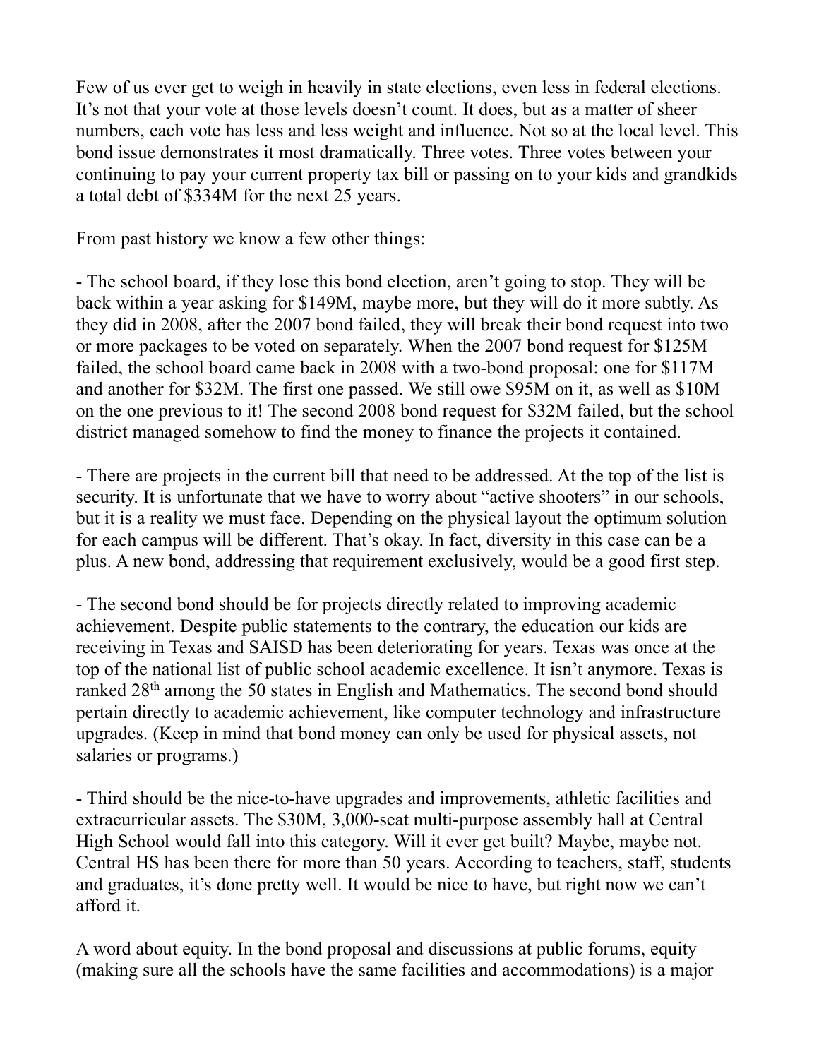Few of us ever get to weigh in heavily in state elections, even less in federal elections. It's not that your vote at those levels doesn't count. It does, but as a matter of sheer numbers, each vote has less and less weight and influence. Not so at the local level. This bond issue demonstrates it most dramatically. Three votes. Three votes between your continuing to pay your current property tax bill or passing on to your kids and grandkids a total debt of $334M for the next 25 years.

From past history we know a few other things:

- The school board, if they lose this bond election, aren't going to stop. They will be back within a year asking for $149M, maybe more, but they will do it more subtly. As they did in 2008, after the 2007 bond failed, they will break their bond request into two or more packages to be voted on separately. When the 2007 bond request for $125M failed, the school board came back in 2008 with a two-bond proposal: one for $117M and another for $32M. The first one passed. We still owe $95M on it, as well as $10M on the one previous to it! The second 2008 bond request for $32M failed, but the school district managed somehow to find the money to finance the projects it contained.

- There are projects in the current bill that need to be addressed. At the top of the list is security. It is unfortunate that we have to worry about "active shooters" in our schools, but it is a reality we must face. Depending on the physical layout the optimum solution for each campus will be different. That's okay. In fact, diversity in this case can be a plus. A new bond, addressing that requirement exclusively, would be a good first step.

- The second bond should be for projects directly related to improving academic achievement. Despite public statements to the contrary, the education our kids are receiving in Texas and SAISD has been deteriorating for years. Texas was once at the top of the national list of public school academic excellence. It isn't anymore. Texas is ranked 28th among the 50 states in English and Mathematics. The second bond should pertain directly to academic achievement, like computer technology and infrastructure upgrades. (Keep in mind that bond money can only be used for physical assets, not salaries or programs.)

- Third should be the nice-to-have upgrades and improvements, athletic facilities and extracurricular assets. The $30M, 3,000-seat multi-purpose assembly hall at Central High School would fall into this category. Will it ever get built? Maybe, maybe not. Central HS has been there for more than 50 years. According to teachers, staff, students and graduates, it's done pretty well. It would be nice to have, but right now we can't afford it.

A word about equity. In the bond proposal and discussions at public forums, equity (making sure all the schools have the same facilities and accommodations) is a major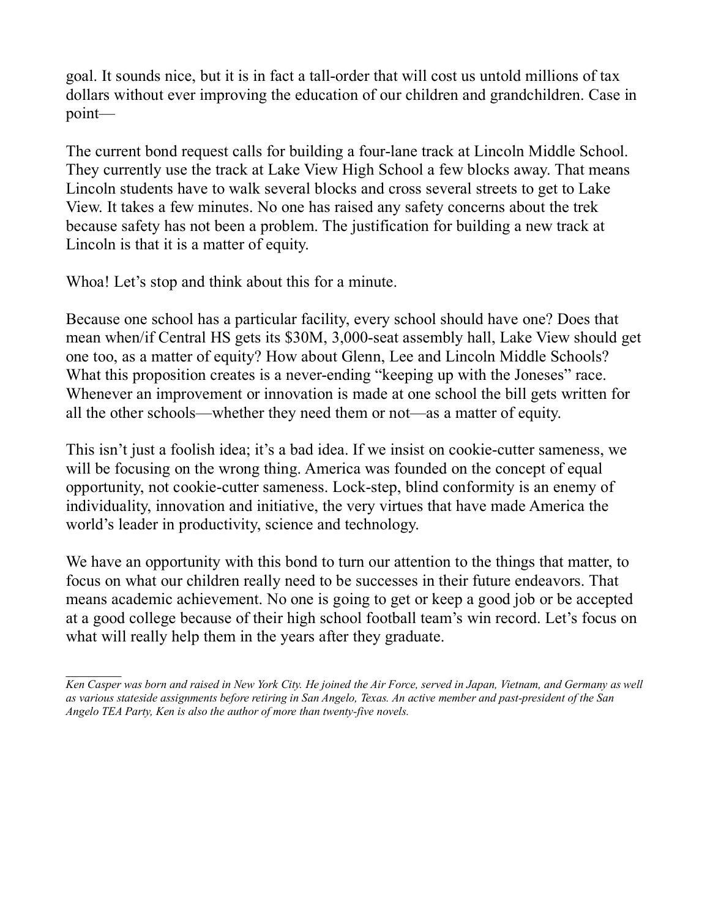goal. It sounds nice, but it is in fact a tall-order that will cost us untold millions of tax dollars without ever improving the education of our children and grandchildren. Case in point—

The current bond request calls for building a four-lane track at Lincoln Middle School. They currently use the track at Lake View High School a few blocks away. That means Lincoln students have to walk several blocks and cross several streets to get to Lake View. It takes a few minutes. No one has raised any safety concerns about the trek because safety has not been a problem. The justification for building a new track at Lincoln is that it is a matter of equity.

Whoa! Let's stop and think about this for a minute.

Because one school has a particular facility, every school should have one? Does that mean when/if Central HS gets its $30M, 3,000-seat assembly hall, Lake View should get one too, as a matter of equity? How about Glenn, Lee and Lincoln Middle Schools? What this proposition creates is a never-ending "keeping up with the Joneses" race. Whenever an improvement or innovation is made at one school the bill gets written for all the other schools—whether they need them or not—as a matter of equity.

This isn't just a foolish idea; it's a bad idea. If we insist on cookie-cutter sameness, we will be focusing on the wrong thing. America was founded on the concept of equal opportunity, not cookie-cutter sameness. Lock-step, blind conformity is an enemy of individuality, innovation and initiative, the very virtues that have made America the world's leader in productivity, science and technology.

We have an opportunity with this bond to turn our attention to the things that matter, to focus on what our children really need to be successes in their future endeavors. That means academic achievement. No one is going to get or keep a good job or be accepted at a good college because of their high school football team's win record. Let's focus on what will really help them in the years after they graduate.

---

*Ken Casper was born and raised in New York City. He joined the Air Force, served in Japan, Vietnam, and Germany as well as various stateside assignments before retiring in San Angelo, Texas. An active member and past-president of the San Angelo TEA Party, Ken is also the author of more than twenty-five novels.*